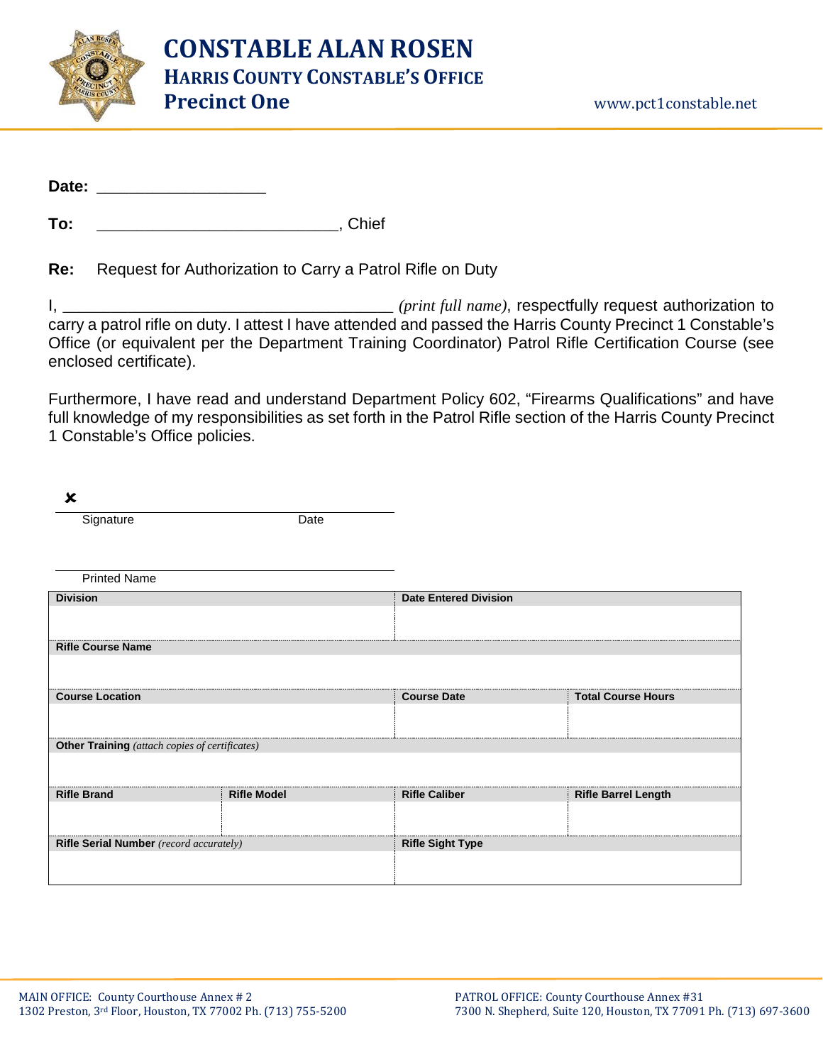# CONSTABLE ALAN ROSEN

## HARRIS COUNTY CONSTABLE'S OFFICE

## Precinct One

www.pct1constable.net

**Date:** ____________________

**To:** ____________________________, Chief

**Re:** Request for Authorization to Carry a Patrol Rifle on Duty

I, ______________________________________ *(print full name)*, respectfully request authorization to carry a patrol rifle on duty. I attest I have attended and passed the Harris County Precinct 1 Constable's Office (or equivalent per the Department Training Coordinator) Patrol Rifle Certification Course (see enclosed certificate).

Furthermore, I have read and understand Department Policy 602, "Firearms Qualifications" and have full knowledge of my responsibilities as set forth in the Patrol Rifle section of the Harris County Precinct 1 Constable's Office policies.

✘ ______________________________________

Signature                                        Date

______________________________________

Printed Name

| **Division** | | **Date Entered Division** | |
|---|---|---|---|
| | | | |
| **Rifle Course Name** | | | |
| | | | |
| **Course Location** | | **Course Date** | **Total Course Hours** |
| | | | |
| **Other Training** *(attach copies of certificates)* | | | |
| | | | |
| **Rifle Brand** | **Rifle Model** | **Rifle Caliber** | **Rifle Barrel Length** |
| | | | |
| **Rifle Serial Number** *(record accurately)* | | **Rifle Sight Type** | |
| | | | |

MAIN OFFICE: County Courthouse Annex # 2
1302 Preston, 3rd Floor, Houston, TX 77002 Ph. (713) 755-5200

PATROL OFFICE: County Courthouse Annex #31
7300 N. Shepherd, Suite 120, Houston, TX 77091 Ph. (713) 697-3600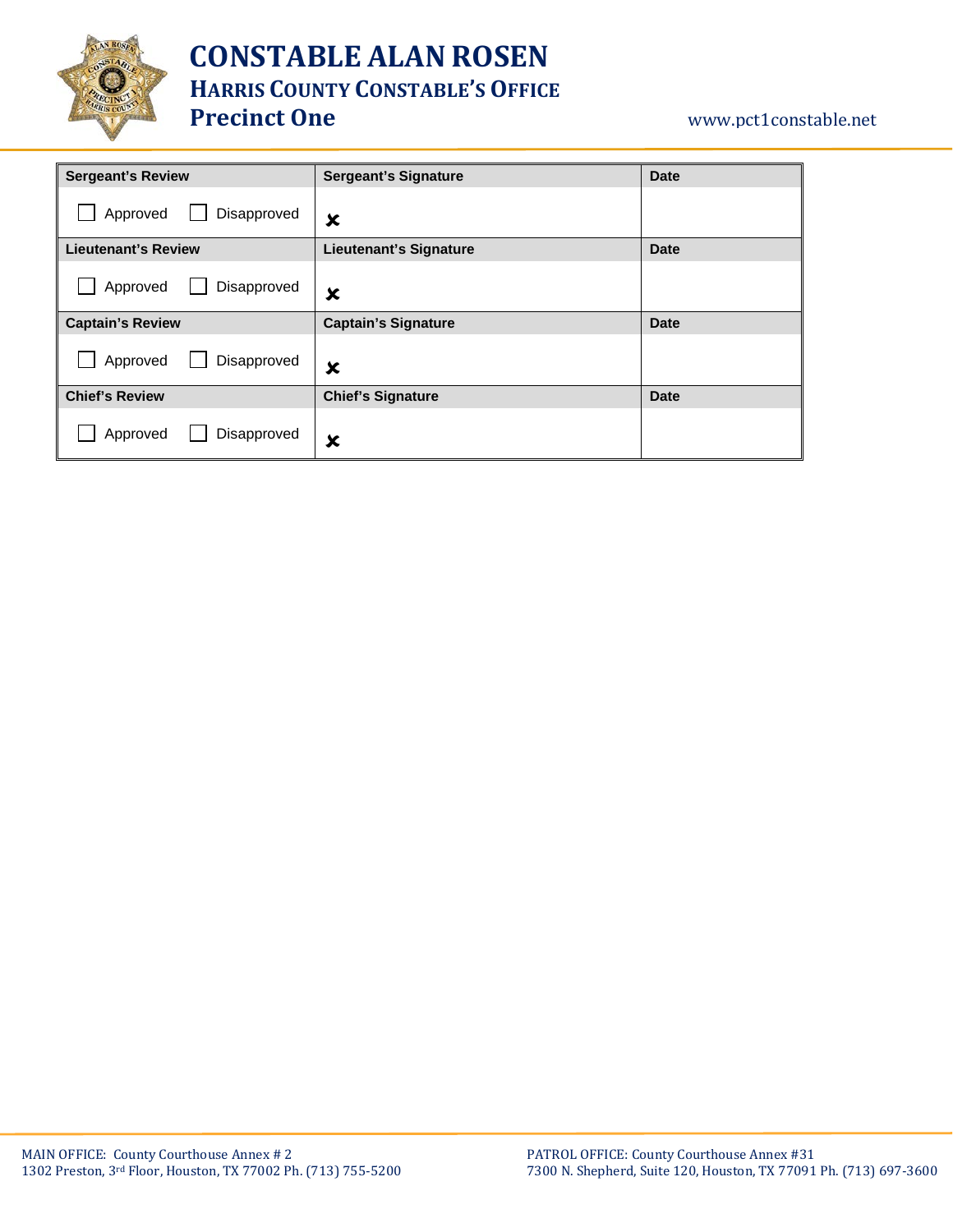# CONSTABLE ALAN ROSEN

## HARRIS COUNTY CONSTABLE'S OFFICE

## Precinct One

www.pct1constable.net

| Sergeant's Review | Sergeant's Signature | Date |
|---|---|---|
| ☐ Approved ☐ Disapproved | ✘ | |
| **Lieutenant's Review** | **Lieutenant's Signature** | **Date** |
| ☐ Approved ☐ Disapproved | ✘ | |
| **Captain's Review** | **Captain's Signature** | **Date** |
| ☐ Approved ☐ Disapproved | ✘ | |
| **Chief's Review** | **Chief's Signature** | **Date** |
| ☐ Approved ☐ Disapproved | ✘ | |

MAIN OFFICE: County Courthouse Annex # 2
1302 Preston, 3rd Floor, Houston, TX 77002 Ph. (713) 755-5200

PATROL OFFICE: County Courthouse Annex #31
7300 N. Shepherd, Suite 120, Houston, TX 77091 Ph. (713) 697-3600